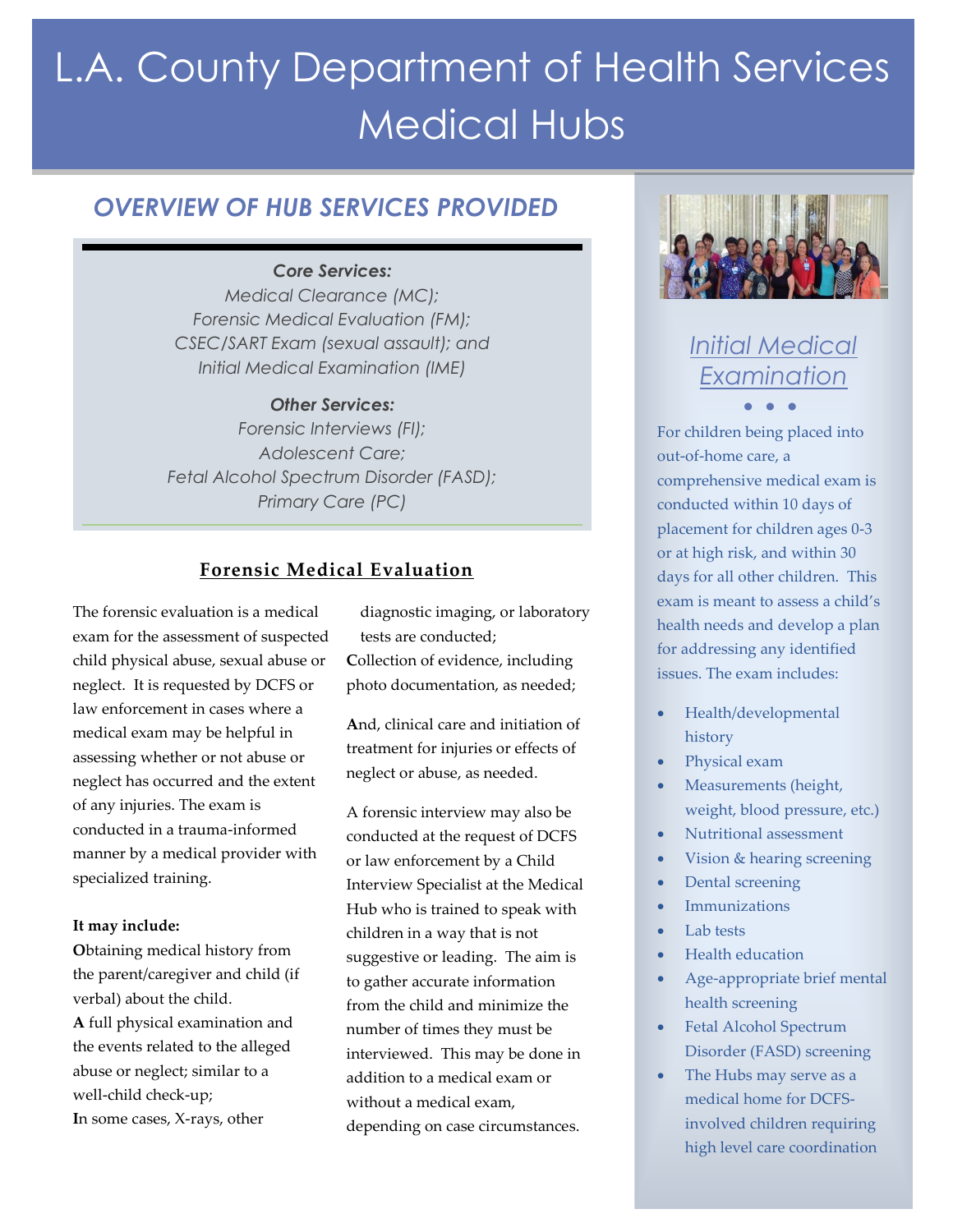# L.A. County Department of Health Services Medical Hubs

## *OVERVIEW OF HUB SERVICES PROVIDED*

***Core Services:***

*Medical Clearance (MC);*
*Forensic Medical Evaluation (FM);*
*CSEC/SART Exam (sexual assault); and*
*Initial Medical Examination (IME)*

***Other Services:***

*Forensic Interviews (FI);*
*Adolescent Care;*
*Fetal Alcohol Spectrum Disorder (FASD);*
*Primary Care (PC)*

### Forensic Medical Evaluation

The forensic evaluation is a medical exam for the assessment of suspected child physical abuse, sexual abuse or neglect. It is requested by DCFS or law enforcement in cases where a medical exam may be helpful in assessing whether or not abuse or neglect has occurred and the extent of any injuries. The exam is conducted in a trauma-informed manner by a medical provider with specialized training.

**It may include:**

**O**btaining medical history from the parent/caregiver and child (if verbal) about the child.

**A** full physical examination and the events related to the alleged abuse or neglect; similar to a well-child check-up;

**I**n some cases, X-rays, other diagnostic imaging, or laboratory tests are conducted;

**C**ollection of evidence, including photo documentation, as needed;

**A**nd, clinical care and initiation of treatment for injuries or effects of neglect or abuse, as needed.

A forensic interview may also be conducted at the request of DCFS or law enforcement by a Child Interview Specialist at the Medical Hub who is trained to speak with children in a way that is not suggestive or leading. The aim is to gather accurate information from the child and minimize the number of times they must be interviewed. This may be done in addition to a medical exam or without a medical exam, depending on case circumstances.

### Initial Medical Examination

For children being placed into out-of-home care, a comprehensive medical exam is conducted within 10 days of placement for children ages 0-3 or at high risk, and within 30 days for all other children. This exam is meant to assess a child's health needs and develop a plan for addressing any identified issues. The exam includes:

- Health/developmental history
- Physical exam
- Measurements (height, weight, blood pressure, etc.)
- Nutritional assessment
- Vision & hearing screening
- Dental screening
- Immunizations
- Lab tests
- Health education
- Age-appropriate brief mental health screening
- Fetal Alcohol Spectrum Disorder (FASD) screening
- The Hubs may serve as a medical home for DCFS-involved children requiring high level care coordination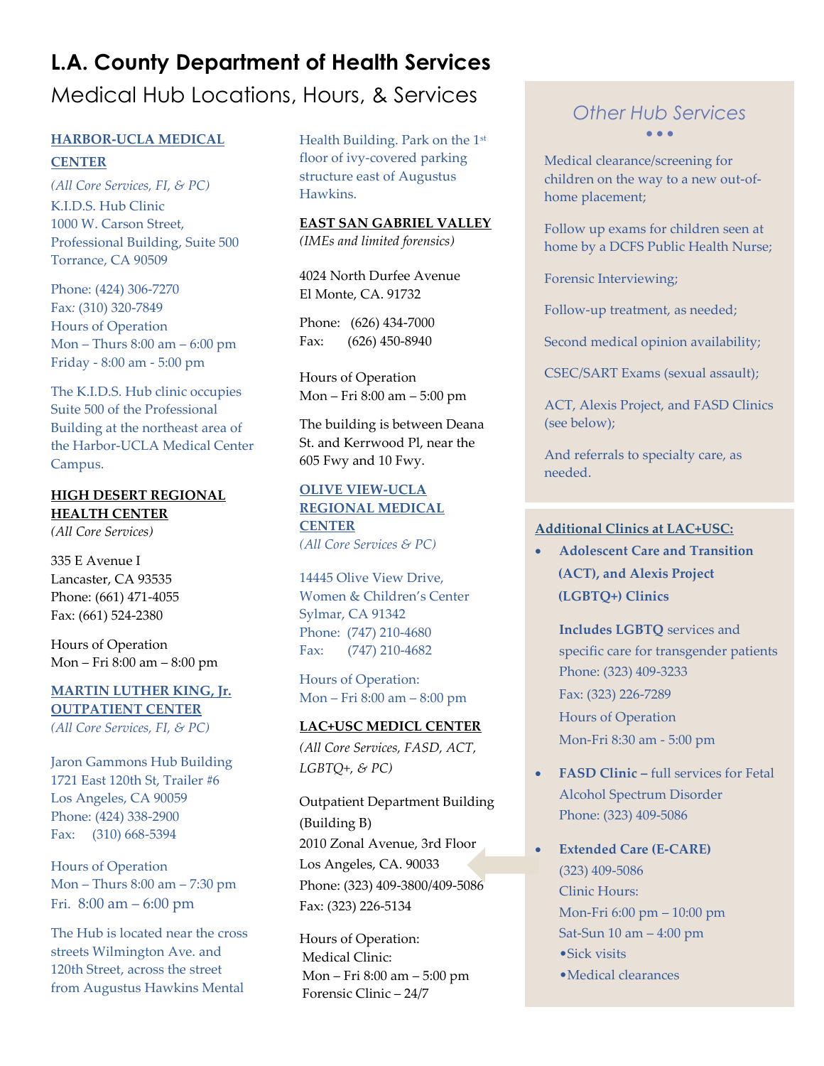# L.A. County Department of Health Services

## Medical Hub Locations, Hours, & Services

### HARBOR-UCLA MEDICAL CENTER

*(All Core Services, FI, & PC)*

K.I.D.S. Hub Clinic
1000 W. Carson Street,
Professional Building, Suite 500
Torrance, CA 90509

Phone: (424) 306-7270
Fax: (310) 320-7849
Hours of Operation
Mon – Thurs 8:00 am – 6:00 pm
Friday - 8:00 am - 5:00 pm

The K.I.D.S. Hub clinic occupies Suite 500 of the Professional Building at the northeast area of the Harbor-UCLA Medical Center Campus.

### HIGH DESERT REGIONAL HEALTH CENTER

*(All Core Services)*

335 E Avenue I
Lancaster, CA 93535
Phone: (661) 471-4055
Fax: (661) 524-2380

Hours of Operation
Mon – Fri 8:00 am – 8:00 pm

### MARTIN LUTHER KING, Jr. OUTPATIENT CENTER

*(All Core Services, FI, & PC)*

Jaron Gammons Hub Building
1721 East 120th St, Trailer #6
Los Angeles, CA 90059
Phone: (424) 338-2900
Fax: (310) 668-5394

Hours of Operation
Mon – Thurs 8:00 am – 7:30 pm
Fri. 8:00 am – 6:00 pm

The Hub is located near the cross streets Wilmington Ave. and 120th Street, across the street from Augustus Hawkins Mental Health Building. Park on the 1st floor of ivy-covered parking structure east of Augustus Hawkins.

### EAST SAN GABRIEL VALLEY

*(IMEs and limited forensics)*

4024 North Durfee Avenue
El Monte, CA. 91732

Phone: (626) 434-7000
Fax: (626) 450-8940

Hours of Operation
Mon – Fri 8:00 am – 5:00 pm

The building is between Deana St. and Kerrwood Pl, near the 605 Fwy and 10 Fwy.

### OLIVE VIEW-UCLA REGIONAL MEDICAL CENTER

*(All Core Services & PC)*

14445 Olive View Drive,
Women & Children's Center
Sylmar, CA 91342
Phone: (747) 210-4680
Fax: (747) 210-4682

Hours of Operation:
Mon – Fri 8:00 am – 8:00 pm

### LAC+USC MEDICL CENTER

*(All Core Services, FASD, ACT, LGBTQ+, & PC)*

Outpatient Department Building (Building B)
2010 Zonal Avenue, 3rd Floor
Los Angeles, CA. 90033
Phone: (323) 409-3800/409-5086
Fax: (323) 226-5134

Hours of Operation:
Medical Clinic:
Mon – Fri 8:00 am – 5:00 pm
Forensic Clinic – 24/7

## Other Hub Services

Medical clearance/screening for children on the way to a new out-of-home placement;

Follow up exams for children seen at home by a DCFS Public Health Nurse;

Forensic Interviewing;

Follow-up treatment, as needed;

Second medical opinion availability;

CSEC/SART Exams (sexual assault);

ACT, Alexis Project, and FASD Clinics (see below);

And referrals to specialty care, as needed.

### Additional Clinics at LAC+USC:

- **Adolescent Care and Transition (ACT), and Alexis Project (LGBTQ+) Clinics**

  **Includes LGBTQ** services and specific care for transgender patients
  Phone: (323) 409-3233
  Fax: (323) 226-7289
  Hours of Operation
  Mon-Fri 8:30 am - 5:00 pm

- **FASD Clinic –** full services for Fetal Alcohol Spectrum Disorder
  Phone: (323) 409-5086

- **Extended Care (E-CARE)**
  (323) 409-5086
  Clinic Hours:
  Mon-Fri 6:00 pm – 10:00 pm
  Sat-Sun 10 am – 4:00 pm
  •Sick visits
  •Medical clearances